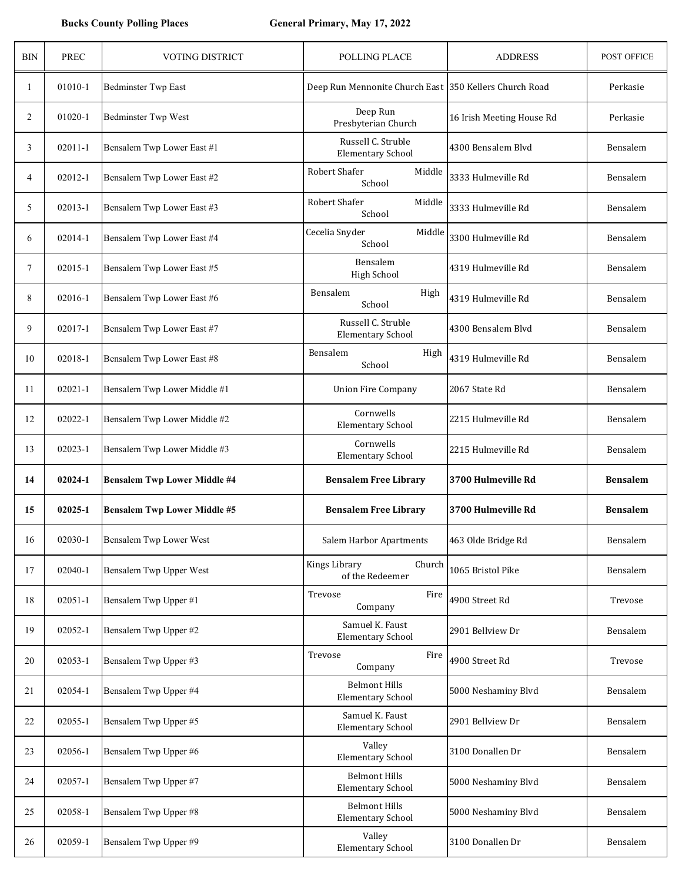**Bucks County Polling Places** **General Primary, May 17, 2022**

| BIN | PREC | VOTING DISTRICT | POLLING PLACE | ADDRESS | POST OFFICE |
|---|---|---|---|---|---|
| 1 | 01010-1 | Bedminster Twp East | Deep Run Mennonite Church East | 350 Kellers Church Road | Perkasie |
| 2 | 01020-1 | Bedminster Twp West | Deep Run Presbyterian Church | 16 Irish Meeting House Rd | Perkasie |
| 3 | 02011-1 | Bensalem Twp Lower East #1 | Russell C. Struble Elementary School | 4300 Bensalem Blvd | Bensalem |
| 4 | 02012-1 | Bensalem Twp Lower East #2 | Robert Shafer Middle School | 3333 Hulmeville Rd | Bensalem |
| 5 | 02013-1 | Bensalem Twp Lower East #3 | Robert Shafer Middle School | 3333 Hulmeville Rd | Bensalem |
| 6 | 02014-1 | Bensalem Twp Lower East #4 | Cecelia Snyder Middle School | 3300 Hulmeville Rd | Bensalem |
| 7 | 02015-1 | Bensalem Twp Lower East #5 | Bensalem High School | 4319 Hulmeville Rd | Bensalem |
| 8 | 02016-1 | Bensalem Twp Lower East #6 | Bensalem High School | 4319 Hulmeville Rd | Bensalem |
| 9 | 02017-1 | Bensalem Twp Lower East #7 | Russell C. Struble Elementary School | 4300 Bensalem Blvd | Bensalem |
| 10 | 02018-1 | Bensalem Twp Lower East #8 | Bensalem High School | 4319 Hulmeville Rd | Bensalem |
| 11 | 02021-1 | Bensalem Twp Lower Middle #1 | Union Fire Company | 2067 State Rd | Bensalem |
| 12 | 02022-1 | Bensalem Twp Lower Middle #2 | Cornwells Elementary School | 2215 Hulmeville Rd | Bensalem |
| 13 | 02023-1 | Bensalem Twp Lower Middle #3 | Cornwells Elementary School | 2215 Hulmeville Rd | Bensalem |
| **14** | **02024-1** | **Bensalem Twp Lower Middle #4** | **Bensalem Free Library** | **3700 Hulmeville Rd** | **Bensalem** |
| **15** | **02025-1** | **Bensalem Twp Lower Middle #5** | **Bensalem Free Library** | **3700 Hulmeville Rd** | **Bensalem** |
| 16 | 02030-1 | Bensalem Twp Lower West | Salem Harbor Apartments | 463 Olde Bridge Rd | Bensalem |
| 17 | 02040-1 | Bensalem Twp Upper West | Kings Library Church of the Redeemer | 1065 Bristol Pike | Bensalem |
| 18 | 02051-1 | Bensalem Twp Upper #1 | Trevose Fire Company | 4900 Street Rd | Trevose |
| 19 | 02052-1 | Bensalem Twp Upper #2 | Samuel K. Faust Elementary School | 2901 Bellview Dr | Bensalem |
| 20 | 02053-1 | Bensalem Twp Upper #3 | Trevose Fire Company | 4900 Street Rd | Trevose |
| 21 | 02054-1 | Bensalem Twp Upper #4 | Belmont Hills Elementary School | 5000 Neshaminy Blvd | Bensalem |
| 22 | 02055-1 | Bensalem Twp Upper #5 | Samuel K. Faust Elementary School | 2901 Bellview Dr | Bensalem |
| 23 | 02056-1 | Bensalem Twp Upper #6 | Valley Elementary School | 3100 Donallen Dr | Bensalem |
| 24 | 02057-1 | Bensalem Twp Upper #7 | Belmont Hills Elementary School | 5000 Neshaminy Blvd | Bensalem |
| 25 | 02058-1 | Bensalem Twp Upper #8 | Belmont Hills Elementary School | 5000 Neshaminy Blvd | Bensalem |
| 26 | 02059-1 | Bensalem Twp Upper #9 | Valley Elementary School | 3100 Donallen Dr | Bensalem |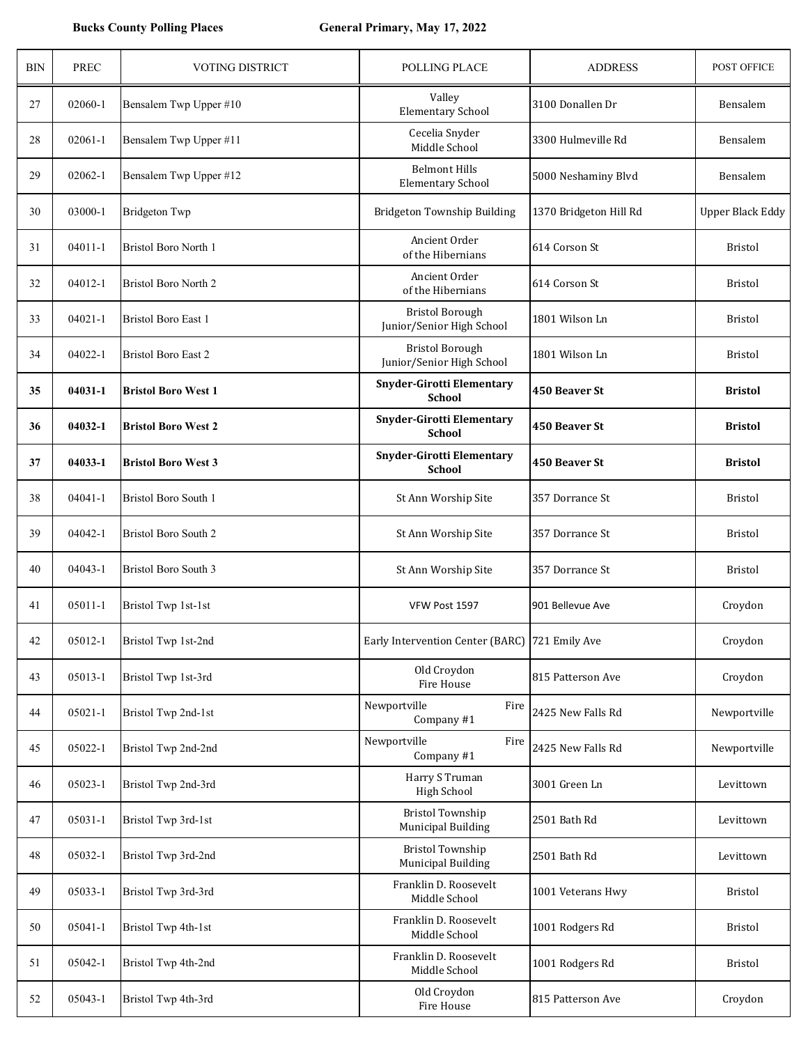Bucks County Polling Places — General Primary, May 17, 2022

| BIN | PREC | VOTING DISTRICT | POLLING PLACE | ADDRESS | POST OFFICE |
|---|---|---|---|---|---|
| 27 | 02060-1 | Bensalem Twp Upper #10 | Valley Elementary School | 3100 Donallen Dr | Bensalem |
| 28 | 02061-1 | Bensalem Twp Upper #11 | Cecelia Snyder Middle School | 3300 Hulmeville Rd | Bensalem |
| 29 | 02062-1 | Bensalem Twp Upper #12 | Belmont Hills Elementary School | 5000 Neshaminy Blvd | Bensalem |
| 30 | 03000-1 | Bridgeton Twp | Bridgeton Township Building | 1370 Bridgeton Hill Rd | Upper Black Eddy |
| 31 | 04011-1 | Bristol Boro North 1 | Ancient Order of the Hibernians | 614 Corson St | Bristol |
| 32 | 04012-1 | Bristol Boro North 2 | Ancient Order of the Hibernians | 614 Corson St | Bristol |
| 33 | 04021-1 | Bristol Boro East 1 | Bristol Borough Junior/Senior High School | 1801 Wilson Ln | Bristol |
| 34 | 04022-1 | Bristol Boro East 2 | Bristol Borough Junior/Senior High School | 1801 Wilson Ln | Bristol |
| **35** | **04031-1** | **Bristol Boro West 1** | **Snyder-Girotti Elementary School** | **450 Beaver St** | **Bristol** |
| **36** | **04032-1** | **Bristol Boro West 2** | **Snyder-Girotti Elementary School** | **450 Beaver St** | **Bristol** |
| **37** | **04033-1** | **Bristol Boro West 3** | **Snyder-Girotti Elementary School** | **450 Beaver St** | **Bristol** |
| 38 | 04041-1 | Bristol Boro South 1 | St Ann Worship Site | 357 Dorrance St | Bristol |
| 39 | 04042-1 | Bristol Boro South 2 | St Ann Worship Site | 357 Dorrance St | Bristol |
| 40 | 04043-1 | Bristol Boro South 3 | St Ann Worship Site | 357 Dorrance St | Bristol |
| 41 | 05011-1 | Bristol Twp 1st-1st | VFW Post 1597 | 901 Bellevue Ave | Croydon |
| 42 | 05012-1 | Bristol Twp 1st-2nd | Early Intervention Center (BARC) | 721 Emily Ave | Croydon |
| 43 | 05013-1 | Bristol Twp 1st-3rd | Old Croydon Fire House | 815 Patterson Ave | Croydon |
| 44 | 05021-1 | Bristol Twp 2nd-1st | Newportville Fire Company #1 | 2425 New Falls Rd | Newportville |
| 45 | 05022-1 | Bristol Twp 2nd-2nd | Newportville Fire Company #1 | 2425 New Falls Rd | Newportville |
| 46 | 05023-1 | Bristol Twp 2nd-3rd | Harry S Truman High School | 3001 Green Ln | Levittown |
| 47 | 05031-1 | Bristol Twp 3rd-1st | Bristol Township Municipal Building | 2501 Bath Rd | Levittown |
| 48 | 05032-1 | Bristol Twp 3rd-2nd | Bristol Township Municipal Building | 2501 Bath Rd | Levittown |
| 49 | 05033-1 | Bristol Twp 3rd-3rd | Franklin D. Roosevelt Middle School | 1001 Veterans Hwy | Bristol |
| 50 | 05041-1 | Bristol Twp 4th-1st | Franklin D. Roosevelt Middle School | 1001 Rodgers Rd | Bristol |
| 51 | 05042-1 | Bristol Twp 4th-2nd | Franklin D. Roosevelt Middle School | 1001 Rodgers Rd | Bristol |
| 52 | 05043-1 | Bristol Twp 4th-3rd | Old Croydon Fire House | 815 Patterson Ave | Croydon |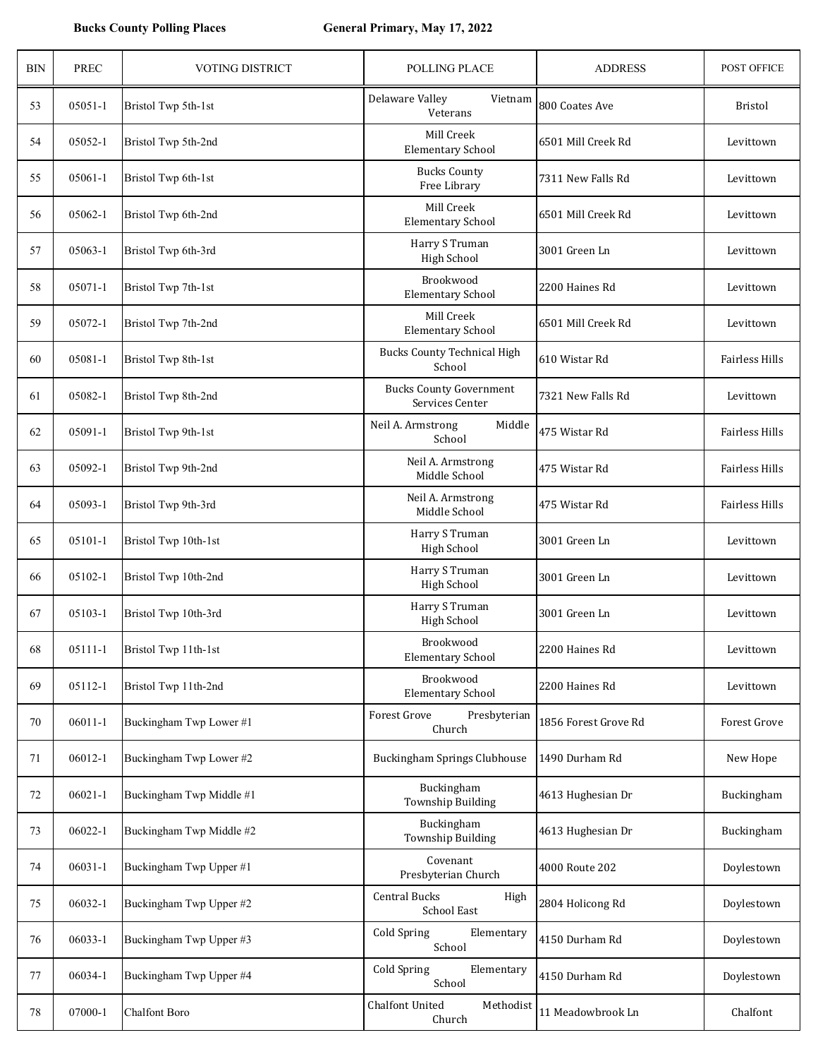**Bucks County Polling Places** **General Primary, May 17, 2022**

| BIN | PREC | VOTING DISTRICT | POLLING PLACE | ADDRESS | POST OFFICE |
|---|---|---|---|---|---|
| 53 | 05051-1 | Bristol Twp 5th-1st | Delaware Valley Vietnam Veterans | 800 Coates Ave | Bristol |
| 54 | 05052-1 | Bristol Twp 5th-2nd | Mill Creek Elementary School | 6501 Mill Creek Rd | Levittown |
| 55 | 05061-1 | Bristol Twp 6th-1st | Bucks County Free Library | 7311 New Falls Rd | Levittown |
| 56 | 05062-1 | Bristol Twp 6th-2nd | Mill Creek Elementary School | 6501 Mill Creek Rd | Levittown |
| 57 | 05063-1 | Bristol Twp 6th-3rd | Harry S Truman High School | 3001 Green Ln | Levittown |
| 58 | 05071-1 | Bristol Twp 7th-1st | Brookwood Elementary School | 2200 Haines Rd | Levittown |
| 59 | 05072-1 | Bristol Twp 7th-2nd | Mill Creek Elementary School | 6501 Mill Creek Rd | Levittown |
| 60 | 05081-1 | Bristol Twp 8th-1st | Bucks County Technical High School | 610 Wistar Rd | Fairless Hills |
| 61 | 05082-1 | Bristol Twp 8th-2nd | Bucks County Government Services Center | 7321 New Falls Rd | Levittown |
| 62 | 05091-1 | Bristol Twp 9th-1st | Neil A. Armstrong Middle School | 475 Wistar Rd | Fairless Hills |
| 63 | 05092-1 | Bristol Twp 9th-2nd | Neil A. Armstrong Middle School | 475 Wistar Rd | Fairless Hills |
| 64 | 05093-1 | Bristol Twp 9th-3rd | Neil A. Armstrong Middle School | 475 Wistar Rd | Fairless Hills |
| 65 | 05101-1 | Bristol Twp 10th-1st | Harry S Truman High School | 3001 Green Ln | Levittown |
| 66 | 05102-1 | Bristol Twp 10th-2nd | Harry S Truman High School | 3001 Green Ln | Levittown |
| 67 | 05103-1 | Bristol Twp 10th-3rd | Harry S Truman High School | 3001 Green Ln | Levittown |
| 68 | 05111-1 | Bristol Twp 11th-1st | Brookwood Elementary School | 2200 Haines Rd | Levittown |
| 69 | 05112-1 | Bristol Twp 11th-2nd | Brookwood Elementary School | 2200 Haines Rd | Levittown |
| 70 | 06011-1 | Buckingham Twp Lower #1 | Forest Grove Presbyterian Church | 1856 Forest Grove Rd | Forest Grove |
| 71 | 06012-1 | Buckingham Twp Lower #2 | Buckingham Springs Clubhouse | 1490 Durham Rd | New Hope |
| 72 | 06021-1 | Buckingham Twp Middle #1 | Buckingham Township Building | 4613 Hughesian Dr | Buckingham |
| 73 | 06022-1 | Buckingham Twp Middle #2 | Buckingham Township Building | 4613 Hughesian Dr | Buckingham |
| 74 | 06031-1 | Buckingham Twp Upper #1 | Covenant Presbyterian Church | 4000 Route 202 | Doylestown |
| 75 | 06032-1 | Buckingham Twp Upper #2 | Central Bucks High School East | 2804 Holicong Rd | Doylestown |
| 76 | 06033-1 | Buckingham Twp Upper #3 | Cold Spring Elementary School | 4150 Durham Rd | Doylestown |
| 77 | 06034-1 | Buckingham Twp Upper #4 | Cold Spring Elementary School | 4150 Durham Rd | Doylestown |
| 78 | 07000-1 | Chalfont Boro | Chalfont United Methodist Church | 11 Meadowbrook Ln | Chalfont |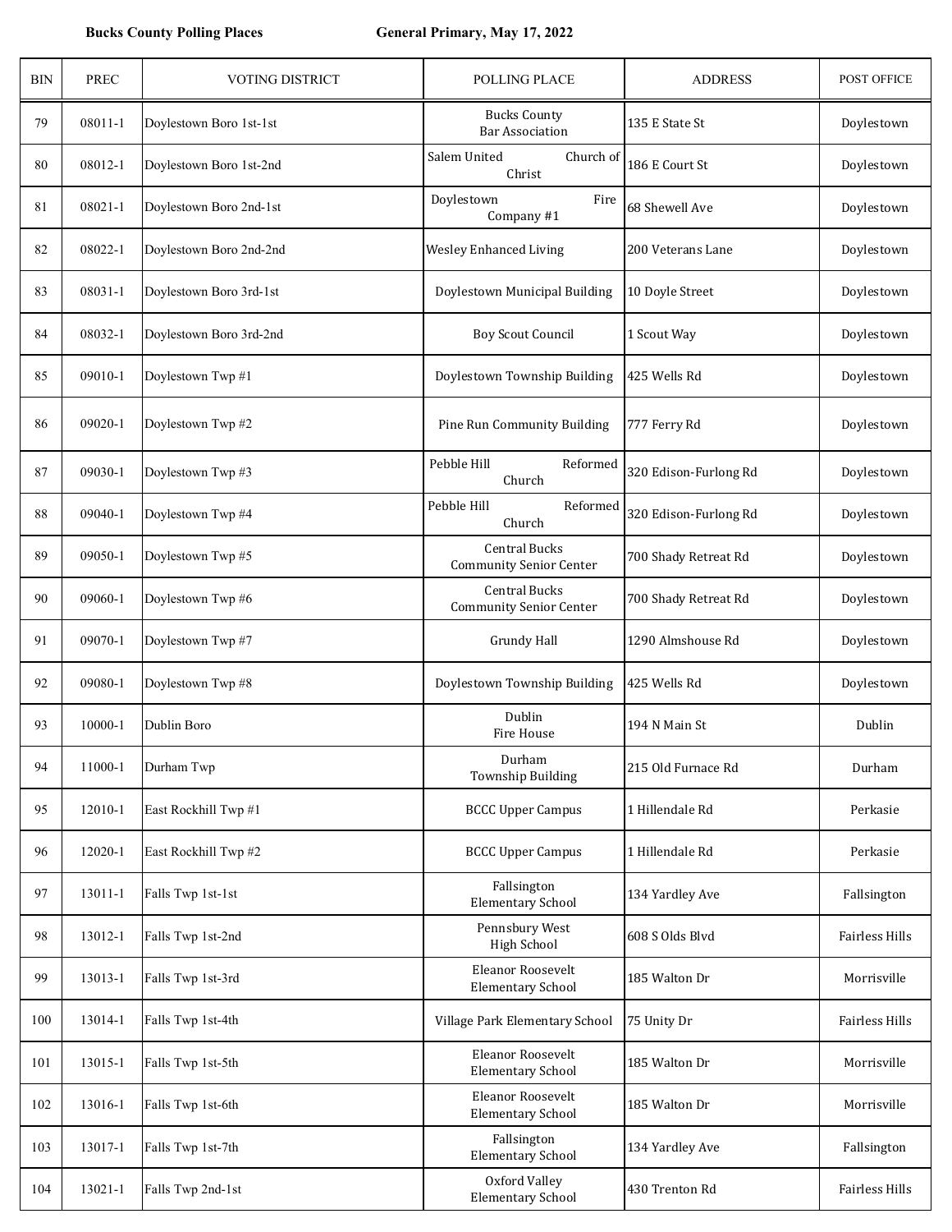**Bucks County Polling Places** **General Primary, May 17, 2022**

| BIN | PREC | VOTING DISTRICT | POLLING PLACE | ADDRESS | POST OFFICE |
|---|---|---|---|---|---|
| 79 | 08011-1 | Doylestown Boro 1st-1st | Bucks County Bar Association | 135 E State St | Doylestown |
| 80 | 08012-1 | Doylestown Boro 1st-2nd | Salem United Church of Christ | 186 E Court St | Doylestown |
| 81 | 08021-1 | Doylestown Boro 2nd-1st | Doylestown Fire Company #1 | 68 Shewell Ave | Doylestown |
| 82 | 08022-1 | Doylestown Boro 2nd-2nd | Wesley Enhanced Living | 200 Veterans Lane | Doylestown |
| 83 | 08031-1 | Doylestown Boro 3rd-1st | Doylestown Municipal Building | 10 Doyle Street | Doylestown |
| 84 | 08032-1 | Doylestown Boro 3rd-2nd | Boy Scout Council | 1 Scout Way | Doylestown |
| 85 | 09010-1 | Doylestown Twp #1 | Doylestown Township Building | 425 Wells Rd | Doylestown |
| 86 | 09020-1 | Doylestown Twp #2 | Pine Run Community Building | 777 Ferry Rd | Doylestown |
| 87 | 09030-1 | Doylestown Twp #3 | Pebble Hill Reformed Church | 320 Edison-Furlong Rd | Doylestown |
| 88 | 09040-1 | Doylestown Twp #4 | Pebble Hill Reformed Church | 320 Edison-Furlong Rd | Doylestown |
| 89 | 09050-1 | Doylestown Twp #5 | Central Bucks Community Senior Center | 700 Shady Retreat Rd | Doylestown |
| 90 | 09060-1 | Doylestown Twp #6 | Central Bucks Community Senior Center | 700 Shady Retreat Rd | Doylestown |
| 91 | 09070-1 | Doylestown Twp #7 | Grundy Hall | 1290 Almshouse Rd | Doylestown |
| 92 | 09080-1 | Doylestown Twp #8 | Doylestown Township Building | 425 Wells Rd | Doylestown |
| 93 | 10000-1 | Dublin Boro | Dublin Fire House | 194 N Main St | Dublin |
| 94 | 11000-1 | Durham Twp | Durham Township Building | 215 Old Furnace Rd | Durham |
| 95 | 12010-1 | East Rockhill Twp #1 | BCCC Upper Campus | 1 Hillendale Rd | Perkasie |
| 96 | 12020-1 | East Rockhill Twp #2 | BCCC Upper Campus | 1 Hillendale Rd | Perkasie |
| 97 | 13011-1 | Falls Twp 1st-1st | Fallsington Elementary School | 134 Yardley Ave | Fallsington |
| 98 | 13012-1 | Falls Twp 1st-2nd | Pennsbury West High School | 608 S Olds Blvd | Fairless Hills |
| 99 | 13013-1 | Falls Twp 1st-3rd | Eleanor Roosevelt Elementary School | 185 Walton Dr | Morrisville |
| 100 | 13014-1 | Falls Twp 1st-4th | Village Park Elementary School | 75 Unity Dr | Fairless Hills |
| 101 | 13015-1 | Falls Twp 1st-5th | Eleanor Roosevelt Elementary School | 185 Walton Dr | Morrisville |
| 102 | 13016-1 | Falls Twp 1st-6th | Eleanor Roosevelt Elementary School | 185 Walton Dr | Morrisville |
| 103 | 13017-1 | Falls Twp 1st-7th | Fallsington Elementary School | 134 Yardley Ave | Fallsington |
| 104 | 13021-1 | Falls Twp 2nd-1st | Oxford Valley Elementary School | 430 Trenton Rd | Fairless Hills |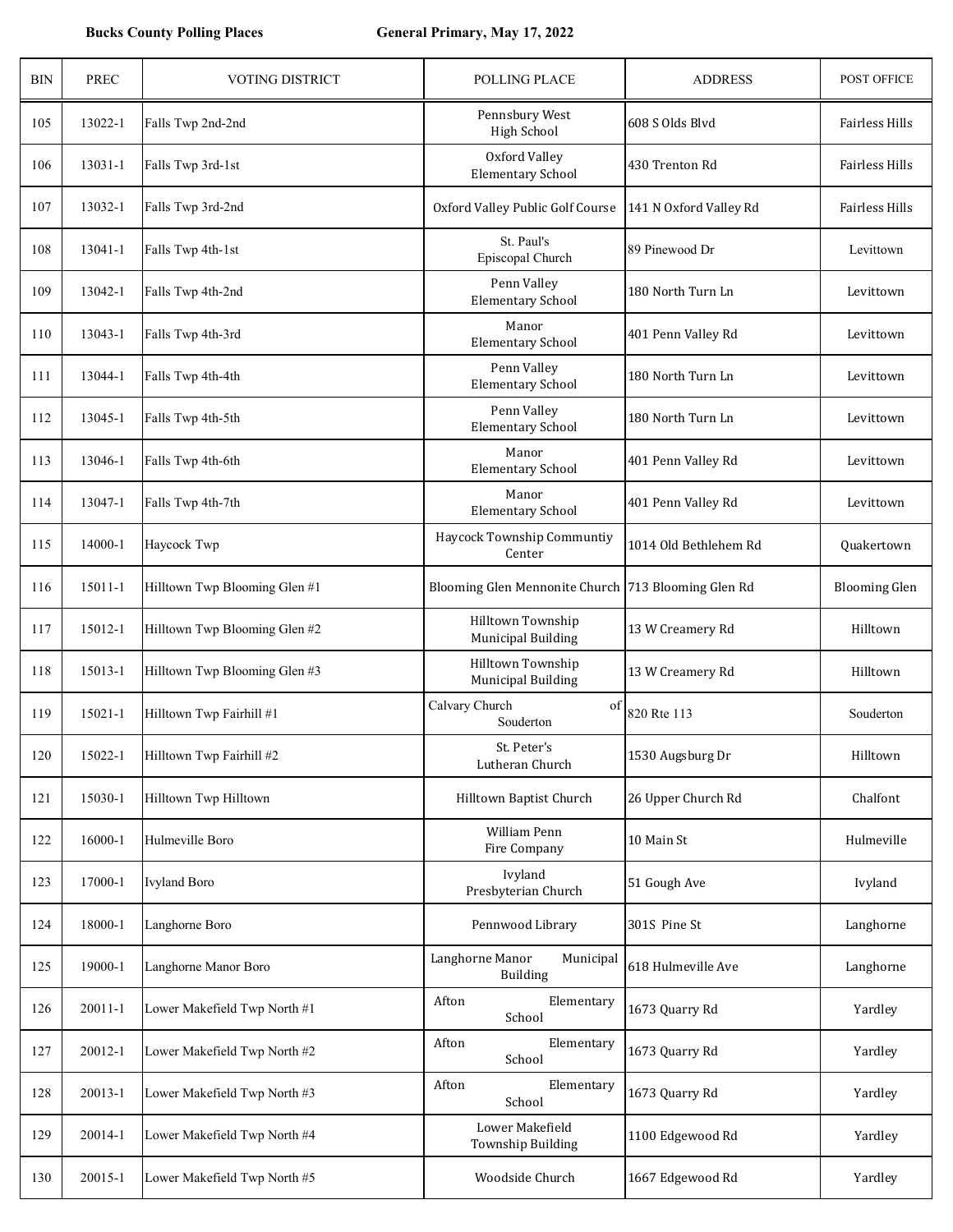**Bucks County Polling Places** **General Primary, May 17, 2022**

| BIN | PREC | VOTING DISTRICT | POLLING PLACE | ADDRESS | POST OFFICE |
|---|---|---|---|---|---|
| 105 | 13022-1 | Falls Twp 2nd-2nd | Pennsbury West High School | 608 S Olds Blvd | Fairless Hills |
| 106 | 13031-1 | Falls Twp 3rd-1st | Oxford Valley Elementary School | 430 Trenton Rd | Fairless Hills |
| 107 | 13032-1 | Falls Twp 3rd-2nd | Oxford Valley Public Golf Course | 141 N Oxford Valley Rd | Fairless Hills |
| 108 | 13041-1 | Falls Twp 4th-1st | St. Paul's Episcopal Church | 89 Pinewood Dr | Levittown |
| 109 | 13042-1 | Falls Twp 4th-2nd | Penn Valley Elementary School | 180 North Turn Ln | Levittown |
| 110 | 13043-1 | Falls Twp 4th-3rd | Manor Elementary School | 401 Penn Valley Rd | Levittown |
| 111 | 13044-1 | Falls Twp 4th-4th | Penn Valley Elementary School | 180 North Turn Ln | Levittown |
| 112 | 13045-1 | Falls Twp 4th-5th | Penn Valley Elementary School | 180 North Turn Ln | Levittown |
| 113 | 13046-1 | Falls Twp 4th-6th | Manor Elementary School | 401 Penn Valley Rd | Levittown |
| 114 | 13047-1 | Falls Twp 4th-7th | Manor Elementary School | 401 Penn Valley Rd | Levittown |
| 115 | 14000-1 | Haycock Twp | Haycock Township Communtiy Center | 1014 Old Bethlehem Rd | Quakertown |
| 116 | 15011-1 | Hilltown Twp Blooming Glen #1 | Blooming Glen Mennonite Church | 713 Blooming Glen Rd | Blooming Glen |
| 117 | 15012-1 | Hilltown Twp Blooming Glen #2 | Hilltown Township Municipal Building | 13 W Creamery Rd | Hilltown |
| 118 | 15013-1 | Hilltown Twp Blooming Glen #3 | Hilltown Township Municipal Building | 13 W Creamery Rd | Hilltown |
| 119 | 15021-1 | Hilltown Twp Fairhill #1 | Calvary Church of Souderton | 820 Rte 113 | Souderton |
| 120 | 15022-1 | Hilltown Twp Fairhill #2 | St. Peter's Lutheran Church | 1530 Augsburg Dr | Hilltown |
| 121 | 15030-1 | Hilltown Twp Hilltown | Hilltown Baptist Church | 26 Upper Church Rd | Chalfont |
| 122 | 16000-1 | Hulmeville Boro | William Penn Fire Company | 10 Main St | Hulmeville |
| 123 | 17000-1 | Ivyland Boro | Ivyland Presbyterian Church | 51 Gough Ave | Ivyland |
| 124 | 18000-1 | Langhorne Boro | Pennwood Library | 301S Pine St | Langhorne |
| 125 | 19000-1 | Langhorne Manor Boro | Langhorne Manor Municipal Building | 618 Hulmeville Ave | Langhorne |
| 126 | 20011-1 | Lower Makefield Twp North #1 | Afton Elementary School | 1673 Quarry Rd | Yardley |
| 127 | 20012-1 | Lower Makefield Twp North #2 | Afton Elementary School | 1673 Quarry Rd | Yardley |
| 128 | 20013-1 | Lower Makefield Twp North #3 | Afton Elementary School | 1673 Quarry Rd | Yardley |
| 129 | 20014-1 | Lower Makefield Twp North #4 | Lower Makefield Township Building | 1100 Edgewood Rd | Yardley |
| 130 | 20015-1 | Lower Makefield Twp North #5 | Woodside Church | 1667 Edgewood Rd | Yardley |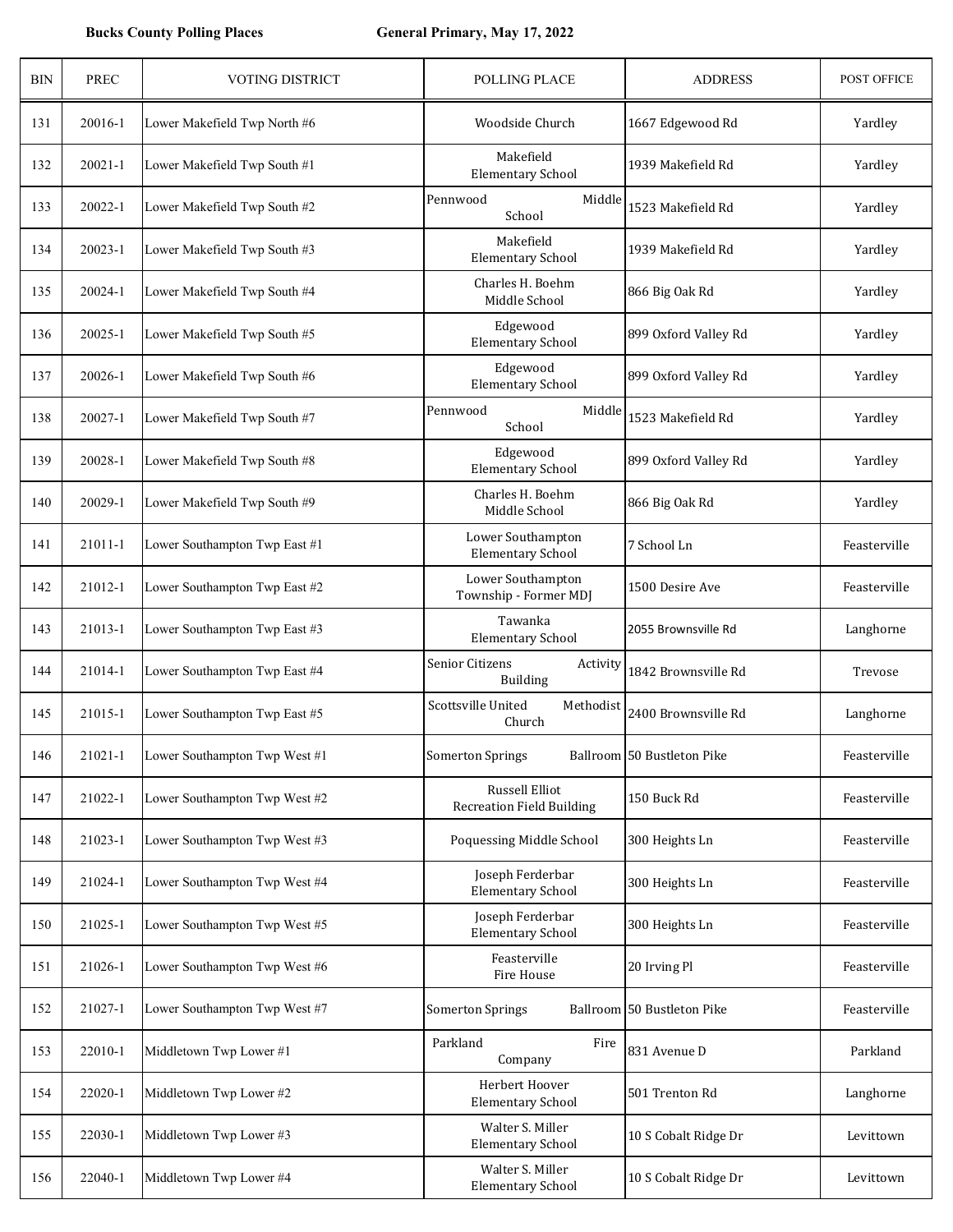**Bucks County Polling Places** **General Primary, May 17, 2022**

| BIN | PREC | VOTING DISTRICT | POLLING PLACE | ADDRESS | POST OFFICE |
|---|---|---|---|---|---|
| 131 | 20016-1 | Lower Makefield Twp North #6 | Woodside Church | 1667 Edgewood Rd | Yardley |
| 132 | 20021-1 | Lower Makefield Twp South #1 | Makefield Elementary School | 1939 Makefield Rd | Yardley |
| 133 | 20022-1 | Lower Makefield Twp South #2 | Pennwood Middle School | 1523 Makefield Rd | Yardley |
| 134 | 20023-1 | Lower Makefield Twp South #3 | Makefield Elementary School | 1939 Makefield Rd | Yardley |
| 135 | 20024-1 | Lower Makefield Twp South #4 | Charles H. Boehm Middle School | 866 Big Oak Rd | Yardley |
| 136 | 20025-1 | Lower Makefield Twp South #5 | Edgewood Elementary School | 899 Oxford Valley Rd | Yardley |
| 137 | 20026-1 | Lower Makefield Twp South #6 | Edgewood Elementary School | 899 Oxford Valley Rd | Yardley |
| 138 | 20027-1 | Lower Makefield Twp South #7 | Pennwood Middle School | 1523 Makefield Rd | Yardley |
| 139 | 20028-1 | Lower Makefield Twp South #8 | Edgewood Elementary School | 899 Oxford Valley Rd | Yardley |
| 140 | 20029-1 | Lower Makefield Twp South #9 | Charles H. Boehm Middle School | 866 Big Oak Rd | Yardley |
| 141 | 21011-1 | Lower Southampton Twp East #1 | Lower Southampton Elementary School | 7 School Ln | Feasterville |
| 142 | 21012-1 | Lower Southampton Twp East #2 | Lower Southampton Township - Former MDJ | 1500 Desire Ave | Feasterville |
| 143 | 21013-1 | Lower Southampton Twp East #3 | Tawanka Elementary School | 2055 Brownsville Rd | Langhorne |
| 144 | 21014-1 | Lower Southampton Twp East #4 | Senior Citizens Activity Building | 1842 Brownsville Rd | Trevose |
| 145 | 21015-1 | Lower Southampton Twp East #5 | Scottsville United Methodist Church | 2400 Brownsville Rd | Langhorne |
| 146 | 21021-1 | Lower Southampton Twp West #1 | Somerton Springs Ballroom | 50 Bustleton Pike | Feasterville |
| 147 | 21022-1 | Lower Southampton Twp West #2 | Russell Elliot Recreation Field Building | 150 Buck Rd | Feasterville |
| 148 | 21023-1 | Lower Southampton Twp West #3 | Poquessing Middle School | 300 Heights Ln | Feasterville |
| 149 | 21024-1 | Lower Southampton Twp West #4 | Joseph Ferderbar Elementary School | 300 Heights Ln | Feasterville |
| 150 | 21025-1 | Lower Southampton Twp West #5 | Joseph Ferderbar Elementary School | 300 Heights Ln | Feasterville |
| 151 | 21026-1 | Lower Southampton Twp West #6 | Feasterville Fire House | 20 Irving Pl | Feasterville |
| 152 | 21027-1 | Lower Southampton Twp West #7 | Somerton Springs Ballroom | 50 Bustleton Pike | Feasterville |
| 153 | 22010-1 | Middletown Twp Lower #1 | Parkland Fire Company | 831 Avenue D | Parkland |
| 154 | 22020-1 | Middletown Twp Lower #2 | Herbert Hoover Elementary School | 501 Trenton Rd | Langhorne |
| 155 | 22030-1 | Middletown Twp Lower #3 | Walter S. Miller Elementary School | 10 S Cobalt Ridge Dr | Levittown |
| 156 | 22040-1 | Middletown Twp Lower #4 | Walter S. Miller Elementary School | 10 S Cobalt Ridge Dr | Levittown |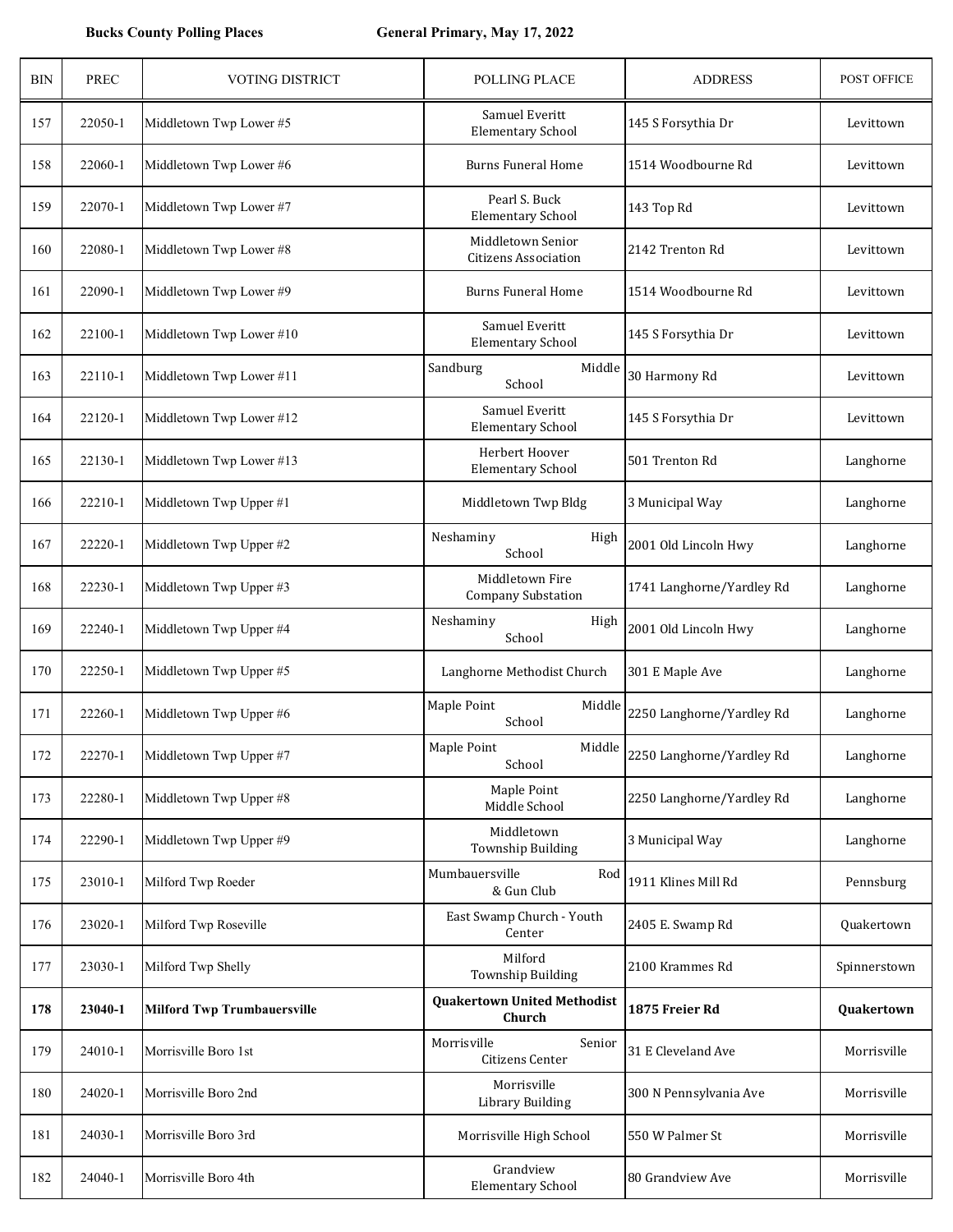**Bucks County Polling Places** **General Primary, May 17, 2022**

| BIN | PREC | VOTING DISTRICT | POLLING PLACE | ADDRESS | POST OFFICE |
|---|---|---|---|---|---|
| 157 | 22050-1 | Middletown Twp Lower #5 | Samuel Everitt Elementary School | 145 S Forsythia Dr | Levittown |
| 158 | 22060-1 | Middletown Twp Lower #6 | Burns Funeral Home | 1514 Woodbourne Rd | Levittown |
| 159 | 22070-1 | Middletown Twp Lower #7 | Pearl S. Buck Elementary School | 143 Top Rd | Levittown |
| 160 | 22080-1 | Middletown Twp Lower #8 | Middletown Senior Citizens Association | 2142 Trenton Rd | Levittown |
| 161 | 22090-1 | Middletown Twp Lower #9 | Burns Funeral Home | 1514 Woodbourne Rd | Levittown |
| 162 | 22100-1 | Middletown Twp Lower #10 | Samuel Everitt Elementary School | 145 S Forsythia Dr | Levittown |
| 163 | 22110-1 | Middletown Twp Lower #11 | Sandburg Middle School | 30 Harmony Rd | Levittown |
| 164 | 22120-1 | Middletown Twp Lower #12 | Samuel Everitt Elementary School | 145 S Forsythia Dr | Levittown |
| 165 | 22130-1 | Middletown Twp Lower #13 | Herbert Hoover Elementary School | 501 Trenton Rd | Langhorne |
| 166 | 22210-1 | Middletown Twp Upper #1 | Middletown Twp Bldg | 3 Municipal Way | Langhorne |
| 167 | 22220-1 | Middletown Twp Upper #2 | Neshaminy High School | 2001 Old Lincoln Hwy | Langhorne |
| 168 | 22230-1 | Middletown Twp Upper #3 | Middletown Fire Company Substation | 1741 Langhorne/Yardley Rd | Langhorne |
| 169 | 22240-1 | Middletown Twp Upper #4 | Neshaminy High School | 2001 Old Lincoln Hwy | Langhorne |
| 170 | 22250-1 | Middletown Twp Upper #5 | Langhorne Methodist Church | 301 E Maple Ave | Langhorne |
| 171 | 22260-1 | Middletown Twp Upper #6 | Maple Point Middle School | 2250 Langhorne/Yardley Rd | Langhorne |
| 172 | 22270-1 | Middletown Twp Upper #7 | Maple Point Middle School | 2250 Langhorne/Yardley Rd | Langhorne |
| 173 | 22280-1 | Middletown Twp Upper #8 | Maple Point Middle School | 2250 Langhorne/Yardley Rd | Langhorne |
| 174 | 22290-1 | Middletown Twp Upper #9 | Middletown Township Building | 3 Municipal Way | Langhorne |
| 175 | 23010-1 | Milford Twp Roeder | Mumbauersville Rod & Gun Club | 1911 Klines Mill Rd | Pennsburg |
| 176 | 23020-1 | Milford Twp Roseville | East Swamp Church - Youth Center | 2405 E. Swamp Rd | Quakertown |
| 177 | 23030-1 | Milford Twp Shelly | Milford Township Building | 2100 Krammes Rd | Spinnerstown |
| **178** | **23040-1** | **Milford Twp Trumbauersville** | **Quakertown United Methodist Church** | **1875 Freier Rd** | **Quakertown** |
| 179 | 24010-1 | Morrisville Boro 1st | Morrisville Senior Citizens Center | 31 E Cleveland Ave | Morrisville |
| 180 | 24020-1 | Morrisville Boro 2nd | Morrisville Library Building | 300 N Pennsylvania Ave | Morrisville |
| 181 | 24030-1 | Morrisville Boro 3rd | Morrisville High School | 550 W Palmer St | Morrisville |
| 182 | 24040-1 | Morrisville Boro 4th | Grandview Elementary School | 80 Grandview Ave | Morrisville |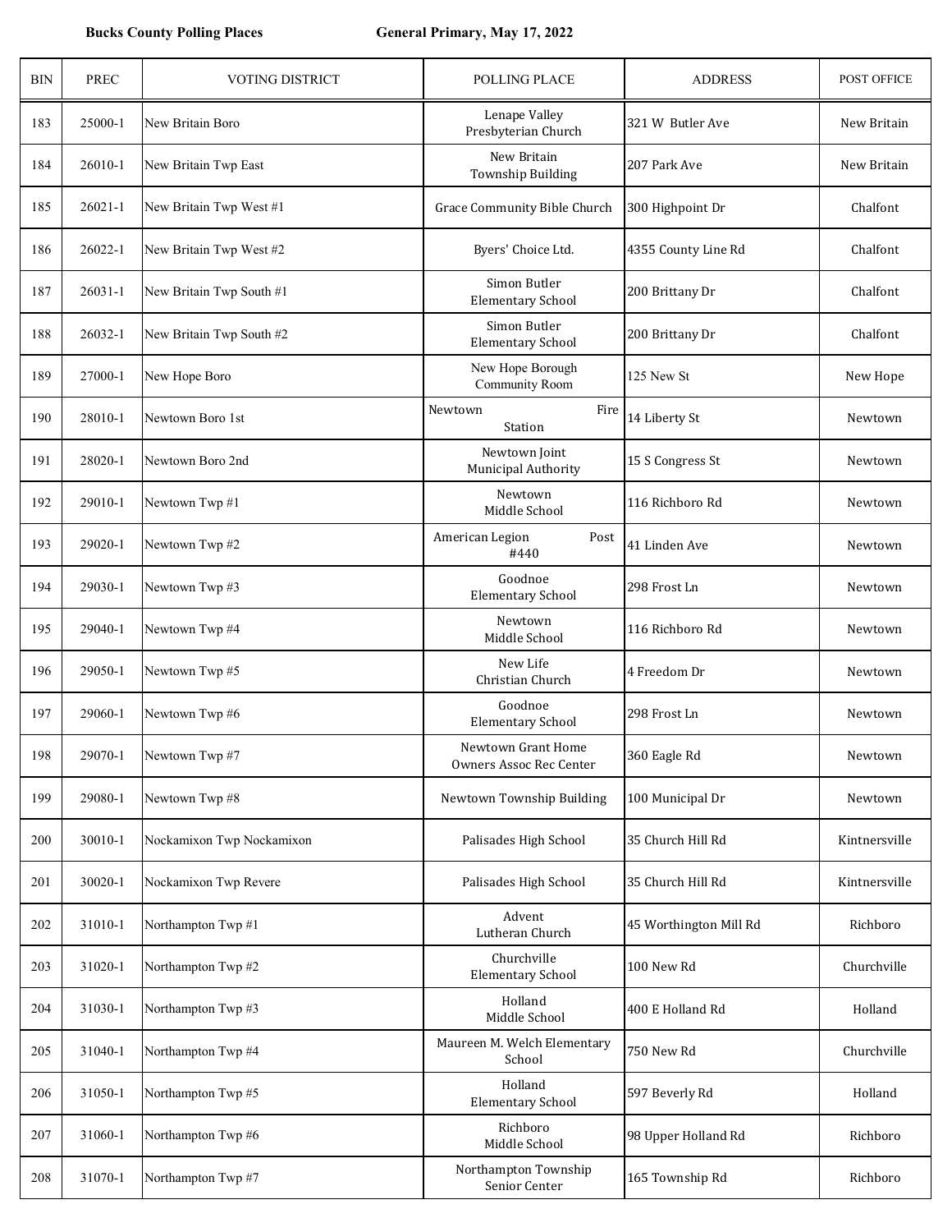**Bucks County Polling Places** **General Primary, May 17, 2022**

| BIN | PREC | VOTING DISTRICT | POLLING PLACE | ADDRESS | POST OFFICE |
|---|---|---|---|---|---|
| 183 | 25000-1 | New Britain Boro | Lenape Valley Presbyterian Church | 321 W Butler Ave | New Britain |
| 184 | 26010-1 | New Britain Twp East | New Britain Township Building | 207 Park Ave | New Britain |
| 185 | 26021-1 | New Britain Twp West #1 | Grace Community Bible Church | 300 Highpoint Dr | Chalfont |
| 186 | 26022-1 | New Britain Twp West #2 | Byers' Choice Ltd. | 4355 County Line Rd | Chalfont |
| 187 | 26031-1 | New Britain Twp South #1 | Simon Butler Elementary School | 200 Brittany Dr | Chalfont |
| 188 | 26032-1 | New Britain Twp South #2 | Simon Butler Elementary School | 200 Brittany Dr | Chalfont |
| 189 | 27000-1 | New Hope Boro | New Hope Borough Community Room | 125 New St | New Hope |
| 190 | 28010-1 | Newtown Boro 1st | Newtown Fire Station | 14 Liberty St | Newtown |
| 191 | 28020-1 | Newtown Boro 2nd | Newtown Joint Municipal Authority | 15 S Congress St | Newtown |
| 192 | 29010-1 | Newtown Twp #1 | Newtown Middle School | 116 Richboro Rd | Newtown |
| 193 | 29020-1 | Newtown Twp #2 | American Legion Post #440 | 41 Linden Ave | Newtown |
| 194 | 29030-1 | Newtown Twp #3 | Goodnoe Elementary School | 298 Frost Ln | Newtown |
| 195 | 29040-1 | Newtown Twp #4 | Newtown Middle School | 116 Richboro Rd | Newtown |
| 196 | 29050-1 | Newtown Twp #5 | New Life Christian Church | 4 Freedom Dr | Newtown |
| 197 | 29060-1 | Newtown Twp #6 | Goodnoe Elementary School | 298 Frost Ln | Newtown |
| 198 | 29070-1 | Newtown Twp #7 | Newtown Grant Home Owners Assoc Rec Center | 360 Eagle Rd | Newtown |
| 199 | 29080-1 | Newtown Twp #8 | Newtown Township Building | 100 Municipal Dr | Newtown |
| 200 | 30010-1 | Nockamixon Twp Nockamixon | Palisades High School | 35 Church Hill Rd | Kintnersville |
| 201 | 30020-1 | Nockamixon Twp Revere | Palisades High School | 35 Church Hill Rd | Kintnersville |
| 202 | 31010-1 | Northampton Twp #1 | Advent Lutheran Church | 45 Worthington Mill Rd | Richboro |
| 203 | 31020-1 | Northampton Twp #2 | Churchville Elementary School | 100 New Rd | Churchville |
| 204 | 31030-1 | Northampton Twp #3 | Holland Middle School | 400 E Holland Rd | Holland |
| 205 | 31040-1 | Northampton Twp #4 | Maureen M. Welch Elementary School | 750 New Rd | Churchville |
| 206 | 31050-1 | Northampton Twp #5 | Holland Elementary School | 597 Beverly Rd | Holland |
| 207 | 31060-1 | Northampton Twp #6 | Richboro Middle School | 98 Upper Holland Rd | Richboro |
| 208 | 31070-1 | Northampton Twp #7 | Northampton Township Senior Center | 165 Township Rd | Richboro |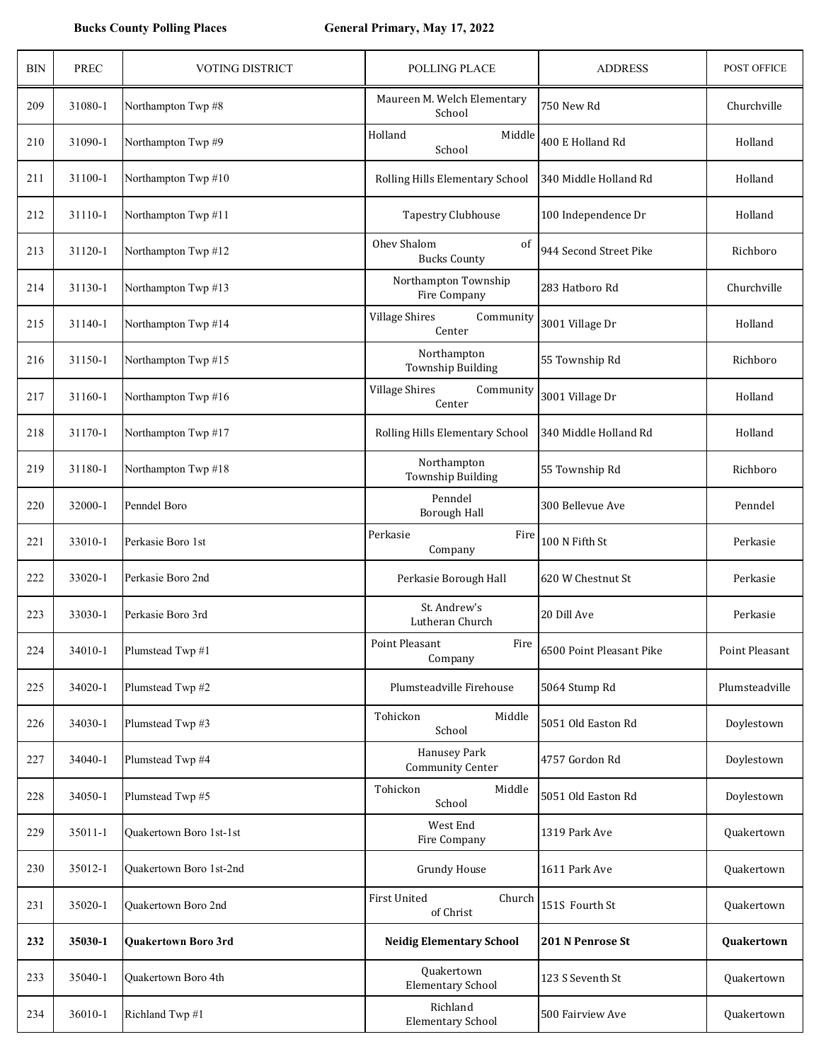**Bucks County Polling Places** **General Primary, May 17, 2022**

| BIN | PREC | VOTING DISTRICT | POLLING PLACE | ADDRESS | POST OFFICE |
|---|---|---|---|---|---|
| 209 | 31080-1 | Northampton Twp #8 | Maureen M. Welch Elementary School | 750 New Rd | Churchville |
| 210 | 31090-1 | Northampton Twp #9 | Holland Middle School | 400 E Holland Rd | Holland |
| 211 | 31100-1 | Northampton Twp #10 | Rolling Hills Elementary School | 340 Middle Holland Rd | Holland |
| 212 | 31110-1 | Northampton Twp #11 | Tapestry Clubhouse | 100 Independence Dr | Holland |
| 213 | 31120-1 | Northampton Twp #12 | Ohev Shalom of Bucks County | 944 Second Street Pike | Richboro |
| 214 | 31130-1 | Northampton Twp #13 | Northampton Township Fire Company | 283 Hatboro Rd | Churchville |
| 215 | 31140-1 | Northampton Twp #14 | Village Shires Community Center | 3001 Village Dr | Holland |
| 216 | 31150-1 | Northampton Twp #15 | Northampton Township Building | 55 Township Rd | Richboro |
| 217 | 31160-1 | Northampton Twp #16 | Village Shires Community Center | 3001 Village Dr | Holland |
| 218 | 31170-1 | Northampton Twp #17 | Rolling Hills Elementary School | 340 Middle Holland Rd | Holland |
| 219 | 31180-1 | Northampton Twp #18 | Northampton Township Building | 55 Township Rd | Richboro |
| 220 | 32000-1 | Penndel Boro | Penndel Borough Hall | 300 Bellevue Ave | Penndel |
| 221 | 33010-1 | Perkasie Boro 1st | Perkasie Fire Company | 100 N Fifth St | Perkasie |
| 222 | 33020-1 | Perkasie Boro 2nd | Perkasie Borough Hall | 620 W Chestnut St | Perkasie |
| 223 | 33030-1 | Perkasie Boro 3rd | St. Andrew's Lutheran Church | 20 Dill Ave | Perkasie |
| 224 | 34010-1 | Plumstead Twp #1 | Point Pleasant Fire Company | 6500 Point Pleasant Pike | Point Pleasant |
| 225 | 34020-1 | Plumstead Twp #2 | Plumsteadville Firehouse | 5064 Stump Rd | Plumsteadville |
| 226 | 34030-1 | Plumstead Twp #3 | Tohickon Middle School | 5051 Old Easton Rd | Doylestown |
| 227 | 34040-1 | Plumstead Twp #4 | Hanusey Park Community Center | 4757 Gordon Rd | Doylestown |
| 228 | 34050-1 | Plumstead Twp #5 | Tohickon Middle School | 5051 Old Easton Rd | Doylestown |
| 229 | 35011-1 | Quakertown Boro 1st-1st | West End Fire Company | 1319 Park Ave | Quakertown |
| 230 | 35012-1 | Quakertown Boro 1st-2nd | Grundy House | 1611 Park Ave | Quakertown |
| 231 | 35020-1 | Quakertown Boro 2nd | First United Church of Christ | 151S Fourth St | Quakertown |
| **232** | **35030-1** | **Quakertown Boro 3rd** | **Neidig Elementary School** | **201 N Penrose St** | **Quakertown** |
| 233 | 35040-1 | Quakertown Boro 4th | Quakertown Elementary School | 123 S Seventh St | Quakertown |
| 234 | 36010-1 | Richland Twp #1 | Richland Elementary School | 500 Fairview Ave | Quakertown |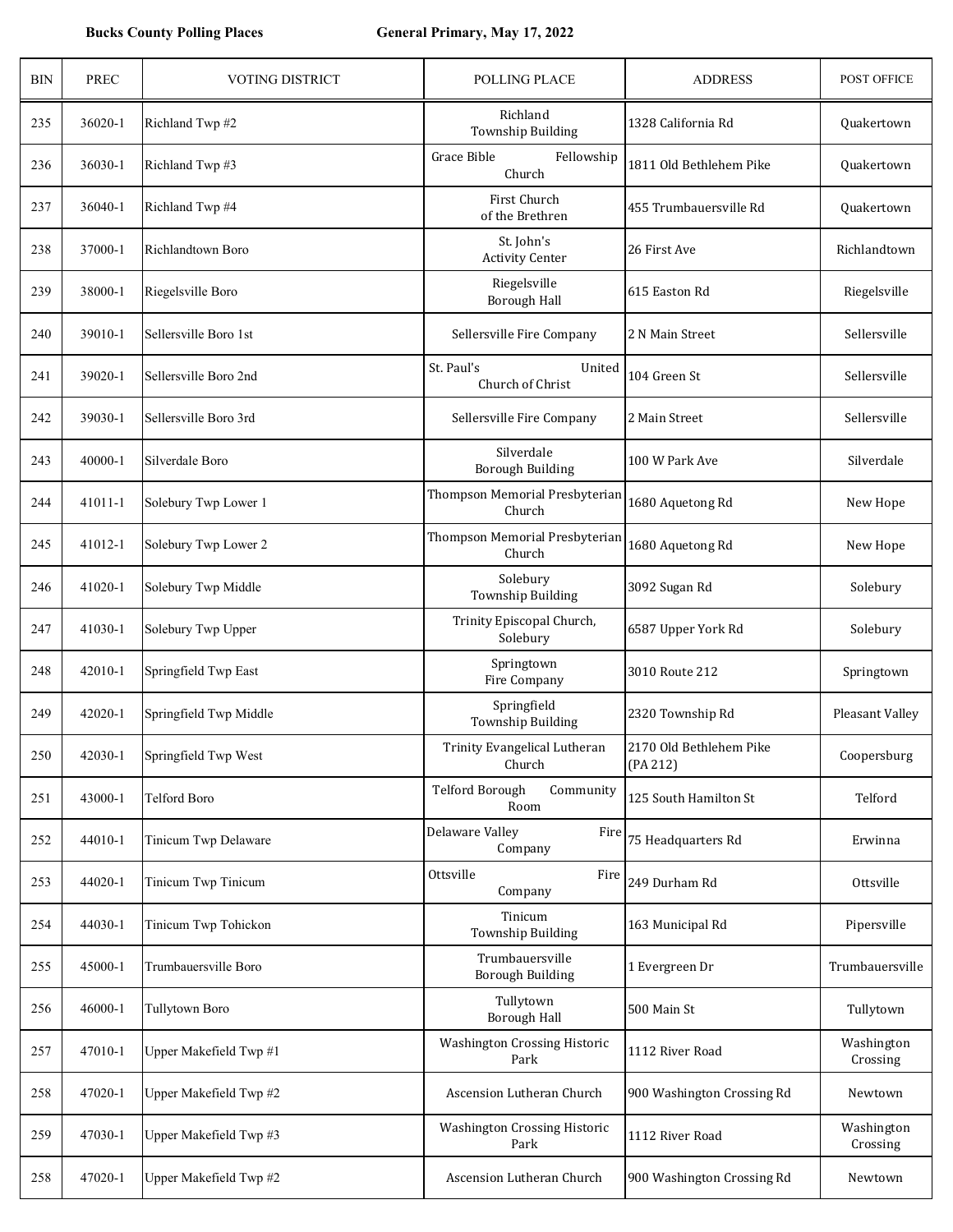**Bucks County Polling Places** **General Primary, May 17, 2022**

| BIN | PREC | VOTING DISTRICT | POLLING PLACE | ADDRESS | POST OFFICE |
|---|---|---|---|---|---|
| 235 | 36020-1 | Richland Twp #2 | Richland Township Building | 1328 California Rd | Quakertown |
| 236 | 36030-1 | Richland Twp #3 | Grace Bible Fellowship Church | 1811 Old Bethlehem Pike | Quakertown |
| 237 | 36040-1 | Richland Twp #4 | First Church of the Brethren | 455 Trumbauersville Rd | Quakertown |
| 238 | 37000-1 | Richlandtown Boro | St. John's Activity Center | 26 First Ave | Richlandtown |
| 239 | 38000-1 | Riegelsville Boro | Riegelsville Borough Hall | 615 Easton Rd | Riegelsville |
| 240 | 39010-1 | Sellersville Boro 1st | Sellersville Fire Company | 2 N Main Street | Sellersville |
| 241 | 39020-1 | Sellersville Boro 2nd | St. Paul's United Church of Christ | 104 Green St | Sellersville |
| 242 | 39030-1 | Sellersville Boro 3rd | Sellersville Fire Company | 2 Main Street | Sellersville |
| 243 | 40000-1 | Silverdale Boro | Silverdale Borough Building | 100 W Park Ave | Silverdale |
| 244 | 41011-1 | Solebury Twp Lower 1 | Thompson Memorial Presbyterian Church | 1680 Aquetong Rd | New Hope |
| 245 | 41012-1 | Solebury Twp Lower 2 | Thompson Memorial Presbyterian Church | 1680 Aquetong Rd | New Hope |
| 246 | 41020-1 | Solebury Twp Middle | Solebury Township Building | 3092 Sugan Rd | Solebury |
| 247 | 41030-1 | Solebury Twp Upper | Trinity Episcopal Church, Solebury | 6587 Upper York Rd | Solebury |
| 248 | 42010-1 | Springfield Twp East | Springtown Fire Company | 3010 Route 212 | Springtown |
| 249 | 42020-1 | Springfield Twp Middle | Springfield Township Building | 2320 Township Rd | Pleasant Valley |
| 250 | 42030-1 | Springfield Twp West | Trinity Evangelical Lutheran Church | 2170 Old Bethlehem Pike (PA 212) | Coopersburg |
| 251 | 43000-1 | Telford Boro | Telford Borough Community Room | 125 South Hamilton St | Telford |
| 252 | 44010-1 | Tinicum Twp Delaware | Delaware Valley Fire Company | 75 Headquarters Rd | Erwinna |
| 253 | 44020-1 | Tinicum Twp Tinicum | Ottsville Fire Company | 249 Durham Rd | Ottsville |
| 254 | 44030-1 | Tinicum Twp Tohickon | Tinicum Township Building | 163 Municipal Rd | Pipersville |
| 255 | 45000-1 | Trumbauersville Boro | Trumbauersville Borough Building | 1 Evergreen Dr | Trumbauersville |
| 256 | 46000-1 | Tullytown Boro | Tullytown Borough Hall | 500 Main St | Tullytown |
| 257 | 47010-1 | Upper Makefield Twp #1 | Washington Crossing Historic Park | 1112 River Road | Washington Crossing |
| 258 | 47020-1 | Upper Makefield Twp #2 | Ascension Lutheran Church | 900 Washington Crossing Rd | Newtown |
| 259 | 47030-1 | Upper Makefield Twp #3 | Washington Crossing Historic Park | 1112 River Road | Washington Crossing |
| 258 | 47020-1 | Upper Makefield Twp #2 | Ascension Lutheran Church | 900 Washington Crossing Rd | Newtown |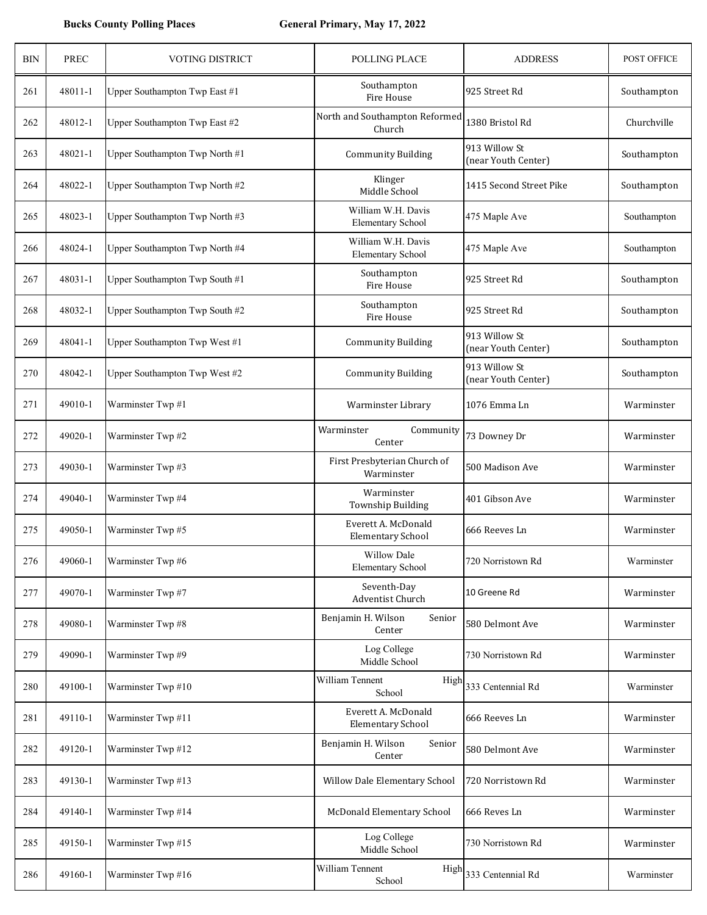**Bucks County Polling Places** **General Primary, May 17, 2022**

| BIN | PREC | VOTING DISTRICT | POLLING PLACE | ADDRESS | POST OFFICE |
|---|---|---|---|---|---|
| 261 | 48011-1 | Upper Southampton Twp East #1 | Southampton Fire House | 925 Street Rd | Southampton |
| 262 | 48012-1 | Upper Southampton Twp East #2 | North and Southampton Reformed Church | 1380 Bristol Rd | Churchville |
| 263 | 48021-1 | Upper Southampton Twp North #1 | Community Building | 913 Willow St (near Youth Center) | Southampton |
| 264 | 48022-1 | Upper Southampton Twp North #2 | Klinger Middle School | 1415 Second Street Pike | Southampton |
| 265 | 48023-1 | Upper Southampton Twp North #3 | William W.H. Davis Elementary School | 475 Maple Ave | Southampton |
| 266 | 48024-1 | Upper Southampton Twp North #4 | William W.H. Davis Elementary School | 475 Maple Ave | Southampton |
| 267 | 48031-1 | Upper Southampton Twp South #1 | Southampton Fire House | 925 Street Rd | Southampton |
| 268 | 48032-1 | Upper Southampton Twp South #2 | Southampton Fire House | 925 Street Rd | Southampton |
| 269 | 48041-1 | Upper Southampton Twp West #1 | Community Building | 913 Willow St (near Youth Center) | Southampton |
| 270 | 48042-1 | Upper Southampton Twp West #2 | Community Building | 913 Willow St (near Youth Center) | Southampton |
| 271 | 49010-1 | Warminster Twp #1 | Warminster Library | 1076 Emma Ln | Warminster |
| 272 | 49020-1 | Warminster Twp #2 | Warminster Community Center | 73 Downey Dr | Warminster |
| 273 | 49030-1 | Warminster Twp #3 | First Presbyterian Church of Warminster | 500 Madison Ave | Warminster |
| 274 | 49040-1 | Warminster Twp #4 | Warminster Township Building | 401 Gibson Ave | Warminster |
| 275 | 49050-1 | Warminster Twp #5 | Everett A. McDonald Elementary School | 666 Reeves Ln | Warminster |
| 276 | 49060-1 | Warminster Twp #6 | Willow Dale Elementary School | 720 Norristown Rd | Warminster |
| 277 | 49070-1 | Warminster Twp #7 | Seventh-Day Adventist Church | 10 Greene Rd | Warminster |
| 278 | 49080-1 | Warminster Twp #8 | Benjamin H. Wilson Senior Center | 580 Delmont Ave | Warminster |
| 279 | 49090-1 | Warminster Twp #9 | Log College Middle School | 730 Norristown Rd | Warminster |
| 280 | 49100-1 | Warminster Twp #10 | William Tennent High School | 333 Centennial Rd | Warminster |
| 281 | 49110-1 | Warminster Twp #11 | Everett A. McDonald Elementary School | 666 Reeves Ln | Warminster |
| 282 | 49120-1 | Warminster Twp #12 | Benjamin H. Wilson Senior Center | 580 Delmont Ave | Warminster |
| 283 | 49130-1 | Warminster Twp #13 | Willow Dale Elementary School | 720 Norristown Rd | Warminster |
| 284 | 49140-1 | Warminster Twp #14 | McDonald Elementary School | 666 Reves Ln | Warminster |
| 285 | 49150-1 | Warminster Twp #15 | Log College Middle School | 730 Norristown Rd | Warminster |
| 286 | 49160-1 | Warminster Twp #16 | William Tennent High School | 333 Centennial Rd | Warminster |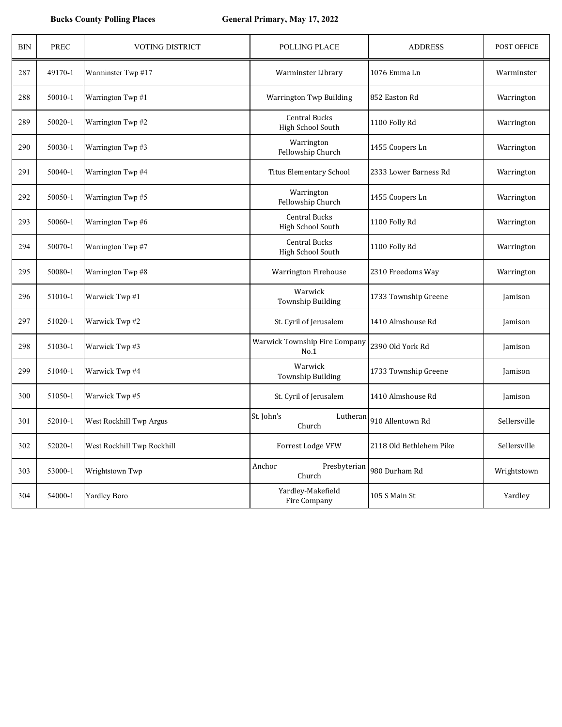| BIN | PREC | VOTING DISTRICT | POLLING PLACE | ADDRESS | POST OFFICE |
|---|---|---|---|---|---|
| 287 | 49170-1 | Warminster Twp #17 | Warminster Library | 1076 Emma Ln | Warminster |
| 288 | 50010-1 | Warrington Twp #1 | Warrington Twp Building | 852 Easton Rd | Warrington |
| 289 | 50020-1 | Warrington Twp #2 | Central Bucks High School South | 1100 Folly Rd | Warrington |
| 290 | 50030-1 | Warrington Twp #3 | Warrington Fellowship Church | 1455 Coopers Ln | Warrington |
| 291 | 50040-1 | Warrington Twp #4 | Titus Elementary School | 2333 Lower Barness Rd | Warrington |
| 292 | 50050-1 | Warrington Twp #5 | Warrington Fellowship Church | 1455 Coopers Ln | Warrington |
| 293 | 50060-1 | Warrington Twp #6 | Central Bucks High School South | 1100 Folly Rd | Warrington |
| 294 | 50070-1 | Warrington Twp #7 | Central Bucks High School South | 1100 Folly Rd | Warrington |
| 295 | 50080-1 | Warrington Twp #8 | Warrington Firehouse | 2310 Freedoms Way | Warrington |
| 296 | 51010-1 | Warwick Twp #1 | Warwick Township Building | 1733 Township Greene | Jamison |
| 297 | 51020-1 | Warwick Twp #2 | St. Cyril of Jerusalem | 1410 Almshouse Rd | Jamison |
| 298 | 51030-1 | Warwick Twp #3 | Warwick Township Fire Company No.1 | 2390 Old York Rd | Jamison |
| 299 | 51040-1 | Warwick Twp #4 | Warwick Township Building | 1733 Township Greene | Jamison |
| 300 | 51050-1 | Warwick Twp #5 | St. Cyril of Jerusalem | 1410 Almshouse Rd | Jamison |
| 301 | 52010-1 | West Rockhill Twp Argus | St. John's Lutheran Church | 910 Allentown Rd | Sellersville |
| 302 | 52020-1 | West Rockhill Twp Rockhill | Forrest Lodge VFW | 2118 Old Bethlehem Pike | Sellersville |
| 303 | 53000-1 | Wrightstown Twp | Anchor Presbyterian Church | 980 Durham Rd | Wrightstown |
| 304 | 54000-1 | Yardley Boro | Yardley-Makefield Fire Company | 105 S Main St | Yardley |